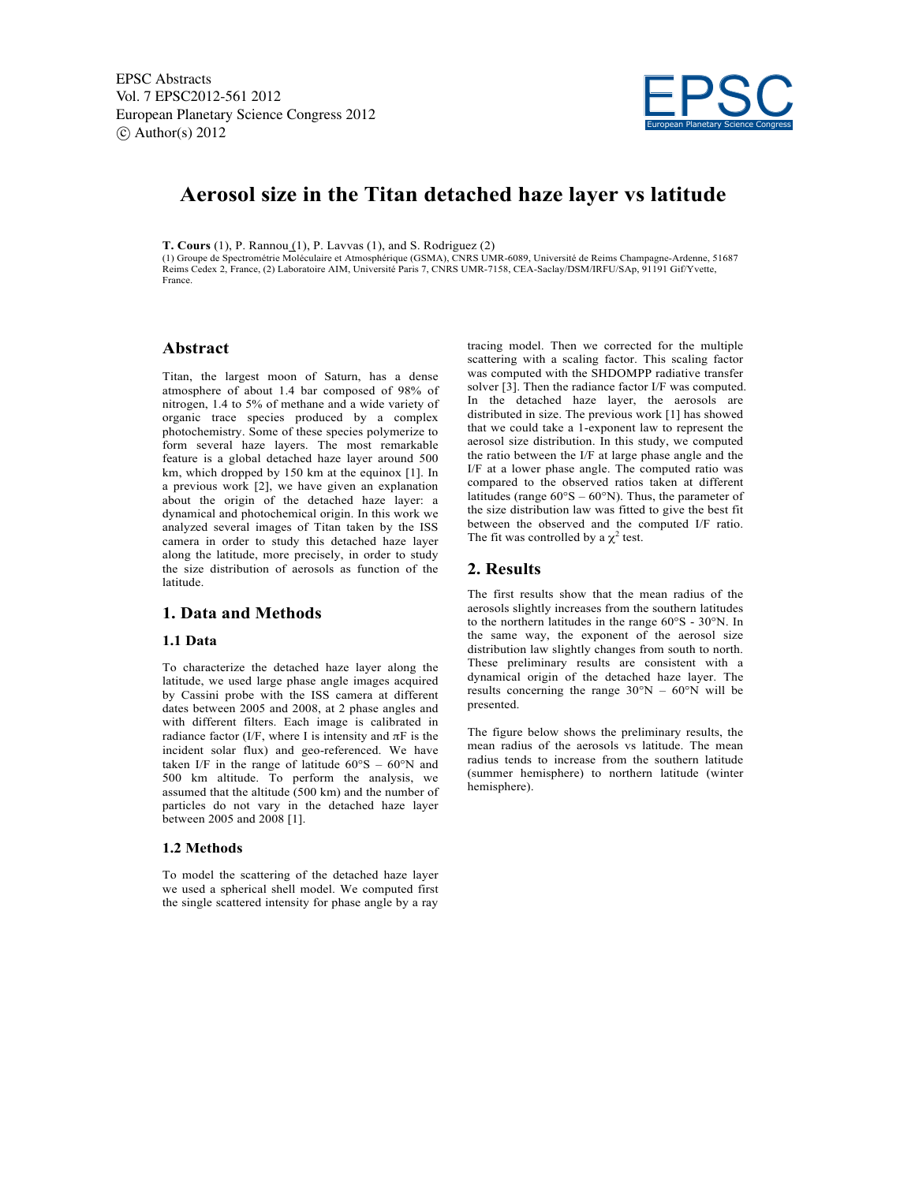# Aerosol size in the Titan detached haze layer vs latitude

**T. Cours** (1), P. Rannou (1), P. Lavvas (1), and S. Rodriguez (2)

(1) Groupe de Spectrométrie Moléculaire et Atmosphérique (GSMA), CNRS UMR-6089, Université de Reims Champagne-Ardenne, 51687 Reims Cedex 2, France, (2) Laboratoire AIM, Université Paris 7, CNRS UMR-7158, CEA-Saclay/DSM/IRFU/SAp, 91191 Gif/Yvette, France.

## Abstract

Titan, the largest moon of Saturn, has a dense atmosphere of about 1.4 bar composed of 98% of nitrogen, 1.4 to 5% of methane and a wide variety of organic trace species produced by a complex photochemistry. Some of these species polymerize to form several haze layers. The most remarkable feature is a global detached haze layer around 500 km, which dropped by 150 km at the equinox [1]. In a previous work [2], we have given an explanation about the origin of the detached haze layer: a dynamical and photochemical origin. In this work we analyzed several images of Titan taken by the ISS camera in order to study this detached haze layer along the latitude, more precisely, in order to study the size distribution of aerosols as function of the latitude.

## 1. Data and Methods

### 1.1 Data

To characterize the detached haze layer along the latitude, we used large phase angle images acquired by Cassini probe with the ISS camera at different dates between 2005 and 2008, at 2 phase angles and with different filters. Each image is calibrated in radiance factor (I/F, where I is intensity and $\pi$F is the incident solar flux) and geo-referenced. We have taken I/F in the range of latitude 60°S – 60°N and 500 km altitude. To perform the analysis, we assumed that the altitude (500 km) and the number of particles do not vary in the detached haze layer between 2005 and 2008 [1].

### 1.2 Methods

To model the scattering of the detached haze layer we used a spherical shell model. We computed first the single scattered intensity for phase angle by a ray tracing model. Then we corrected for the multiple scattering with a scaling factor. This scaling factor was computed with the SHDOMPP radiative transfer solver [3]. Then the radiance factor I/F was computed. In the detached haze layer, the aerosols are distributed in size. The previous work [1] has showed that we could take a 1-exponent law to represent the aerosol size distribution. In this study, we computed the ratio between the I/F at large phase angle and the I/F at a lower phase angle. The computed ratio was compared to the observed ratios taken at different latitudes (range 60°S – 60°N). Thus, the parameter of the size distribution law was fitted to give the best fit between the observed and the computed I/F ratio. The fit was controlled by a $\chi^2$ test.

## 2. Results

The first results show that the mean radius of the aerosols slightly increases from the southern latitudes to the northern latitudes in the range 60°S - 30°N. In the same way, the exponent of the aerosol size distribution law slightly changes from south to north. These preliminary results are consistent with a dynamical origin of the detached haze layer. The results concerning the range 30°N – 60°N will be presented.

The figure below shows the preliminary results, the mean radius of the aerosols vs latitude. The mean radius tends to increase from the southern latitude (summer hemisphere) to northern latitude (winter hemisphere).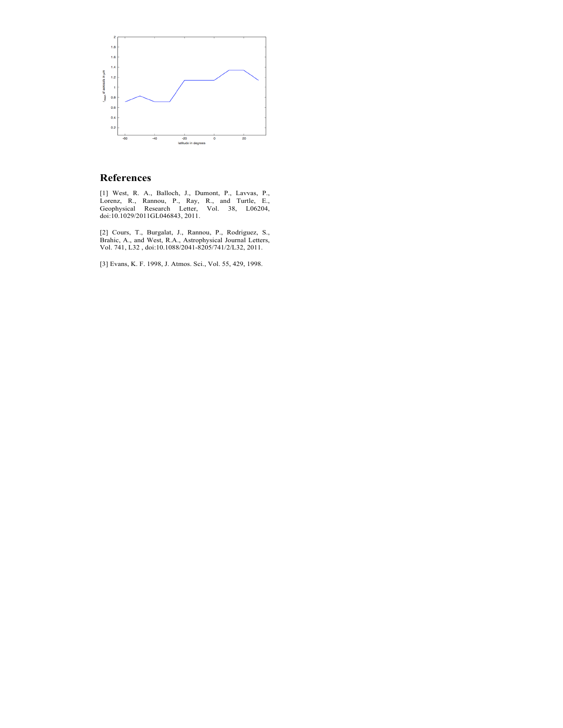2
1.8
1.6
1.4
1.2
1
0.8
0.6
0.4
0.2

-60 -40 -20 0 20

$r_{mean}$ of aerosols in µm

latitude in degrees

## References

[1] West, R. A., Balloch, J., Dumont, P., Lavvas, P., Lorenz, R., Rannou, P., Ray, R., and Turtle, E., Geophysical Research Letter, Vol. 38, L06204, doi:10.1029/2011GL046843, 2011.

[2] Cours, T., Burgalat, J., Rannou, P., Rodriguez, S., Brahic, A., and West, R.A., Astrophysical Journal Letters, Vol. 741, L32 , doi:10.1088/2041-8205/741/2/L32, 2011.

[3] Evans, K. F. 1998, J. Atmos. Sci., Vol. 55, 429, 1998.